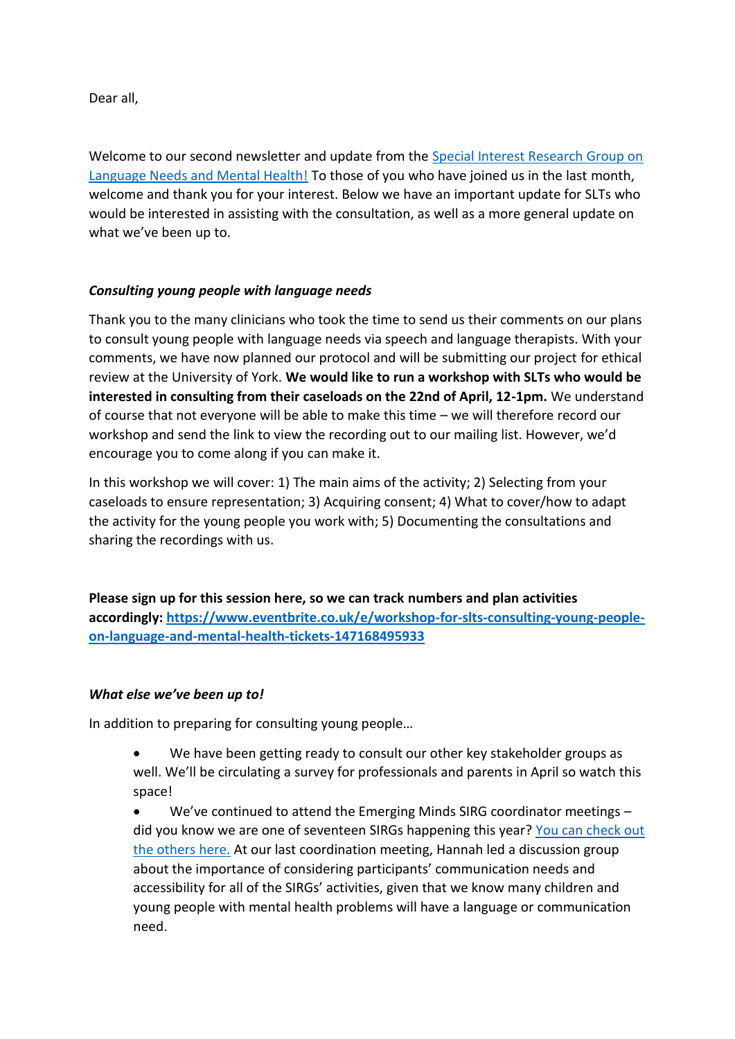Dear all,

Welcome to our second newsletter and update from the Special Interest Research Group on Language Needs and Mental Health! To those of you who have joined us in the last month, welcome and thank you for your interest. Below we have an important update for SLTs who would be interested in assisting with the consultation, as well as a more general update on what we've been up to.

***Consulting young people with language needs***

Thank you to the many clinicians who took the time to send us their comments on our plans to consult young people with language needs via speech and language therapists. With your comments, we have now planned our protocol and will be submitting our project for ethical review at the University of York. **We would like to run a workshop with SLTs who would be interested in consulting from their caseloads on the 22nd of April, 12-1pm.** We understand of course that not everyone will be able to make this time – we will therefore record our workshop and send the link to view the recording out to our mailing list. However, we'd encourage you to come along if you can make it.

In this workshop we will cover: 1) The main aims of the activity; 2) Selecting from your caseloads to ensure representation; 3) Acquiring consent; 4) What to cover/how to adapt the activity for the young people you work with; 5) Documenting the consultations and sharing the recordings with us.

**Please sign up for this session here, so we can track numbers and plan activities accordingly: https://www.eventbrite.co.uk/e/workshop-for-slts-consulting-young-people-on-language-and-mental-health-tickets-147168495933**

***What else we've been up to!***

In addition to preparing for consulting young people…

- We have been getting ready to consult our other key stakeholder groups as well. We'll be circulating a survey for professionals and parents in April so watch this space!
- We've continued to attend the Emerging Minds SIRG coordinator meetings – did you know we are one of seventeen SIRGs happening this year? You can check out the others here. At our last coordination meeting, Hannah led a discussion group about the importance of considering participants' communication needs and accessibility for all of the SIRGs' activities, given that we know many children and young people with mental health problems will have a language or communication need.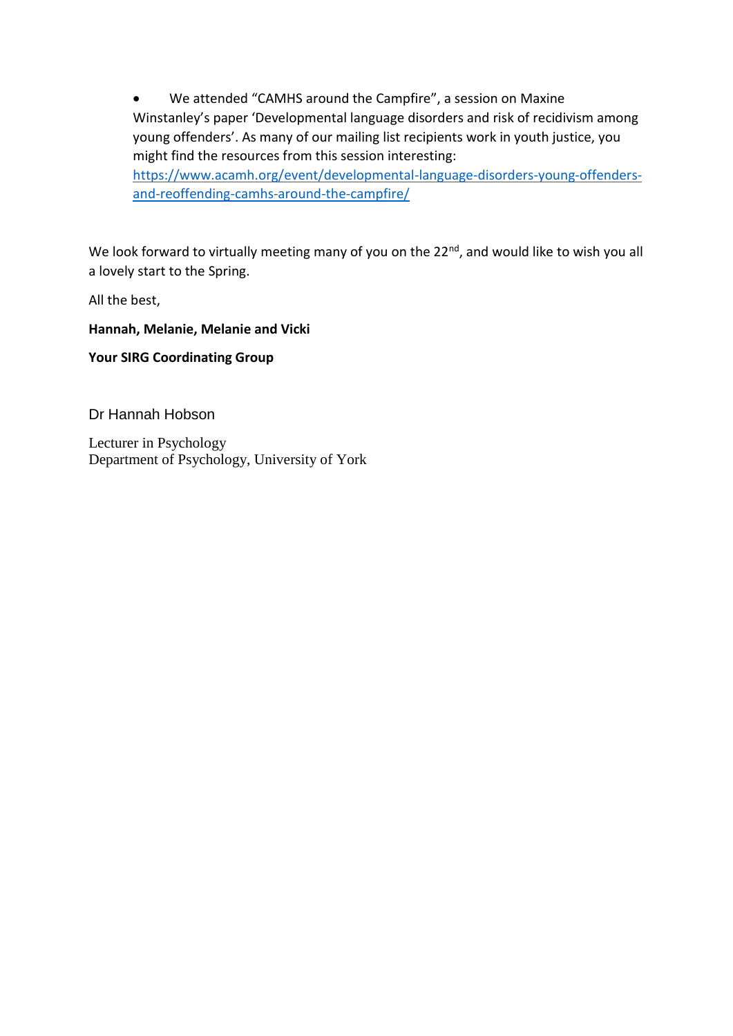- We attended "CAMHS around the Campfire", a session on Maxine Winstanley's paper 'Developmental language disorders and risk of recidivism among young offenders'. As many of our mailing list recipients work in youth justice, you might find the resources from this session interesting: https://www.acamh.org/event/developmental-language-disorders-young-offenders-and-reoffending-camhs-around-the-campfire/

We look forward to virtually meeting many of you on the 22nd, and would like to wish you all a lovely start to the Spring.

All the best,

**Hannah, Melanie, Melanie and Vicki**

**Your SIRG Coordinating Group**

Dr Hannah Hobson

Lecturer in Psychology
Department of Psychology, University of York